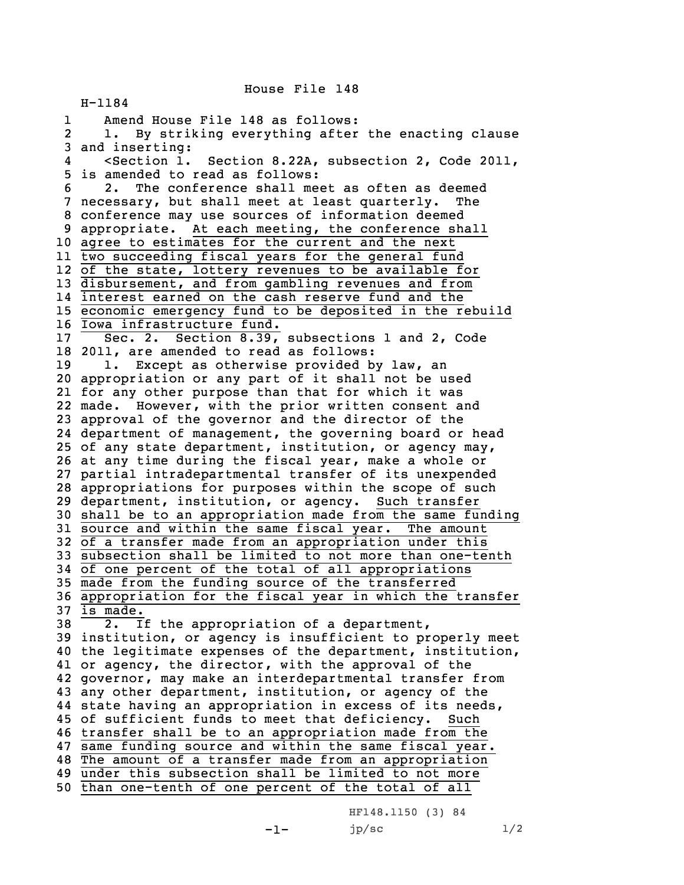House File 148

H-1184

1 Amend House File 148 as follows:
2 1. By striking everything after the enacting clause
3 and inserting:
4 <Section 1. Section 8.22A, subsection 2, Code 2011,
5 is amended to read as follows:
6 2. The conference shall meet as often as deemed
7 necessary, but shall meet at least quarterly. The
8 conference may use sources of information deemed
9 appropriate. At each meeting, the conference shall
10 agree to estimates for the current and the next
11 two succeeding fiscal years for the general fund
12 of the state, lottery revenues to be available for
13 disbursement, and from gambling revenues and from
14 interest earned on the cash reserve fund and the
15 economic emergency fund to be deposited in the rebuild
16 Iowa infrastructure fund.
17 Sec. 2. Section 8.39, subsections 1 and 2, Code
18 2011, are amended to read as follows:
19 1. Except as otherwise provided by law, an
20 appropriation or any part of it shall not be used
21 for any other purpose than that for which it was
22 made. However, with the prior written consent and
23 approval of the governor and the director of the
24 department of management, the governing board or head
25 of any state department, institution, or agency may,
26 at any time during the fiscal year, make a whole or
27 partial intradepartmental transfer of its unexpended
28 appropriations for purposes within the scope of such
29 department, institution, or agency. Such transfer
30 shall be to an appropriation made from the same funding
31 source and within the same fiscal year. The amount
32 of a transfer made from an appropriation under this
33 subsection shall be limited to not more than one-tenth
34 of one percent of the total of all appropriations
35 made from the funding source of the transferred
36 appropriation for the fiscal year in which the transfer
37 is made.
38 2. If the appropriation of a department,
39 institution, or agency is insufficient to properly meet
40 the legitimate expenses of the department, institution,
41 or agency, the director, with the approval of the
42 governor, may make an interdepartmental transfer from
43 any other department, institution, or agency of the
44 state having an appropriation in excess of its needs,
45 of sufficient funds to meet that deficiency. Such
46 transfer shall be to an appropriation made from the
47 same funding source and within the same fiscal year.
48 The amount of a transfer made from an appropriation
49 under this subsection shall be limited to not more
50 than one-tenth of one percent of the total of all

HF148.1150 (3) 84

jp/sc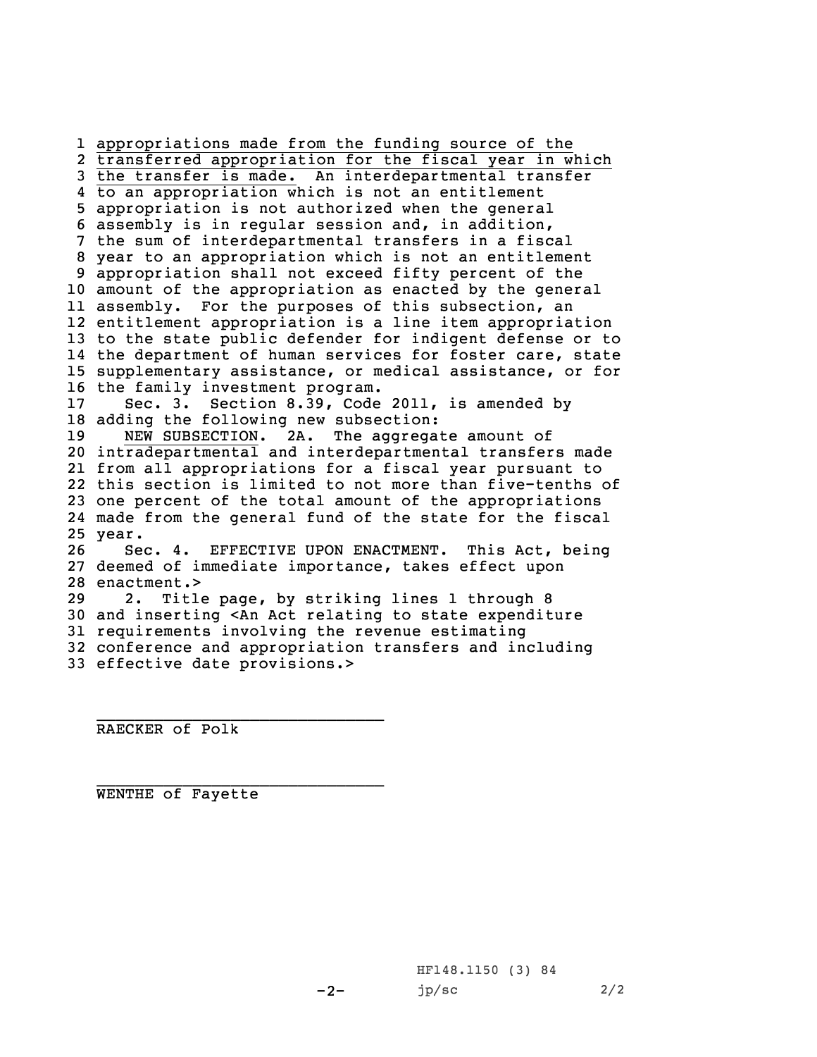appropriations made from the funding source of the transferred appropriation for the fiscal year in which the transfer is made. An interdepartmental transfer to an appropriation which is not an entitlement appropriation is not authorized when the general assembly is in regular session and, in addition, the sum of interdepartmental transfers in a fiscal year to an appropriation which is not an entitlement appropriation shall not exceed fifty percent of the amount of the appropriation as enacted by the general assembly. For the purposes of this subsection, an entitlement appropriation is a line item appropriation to the state public defender for indigent defense or to the department of human services for foster care, state supplementary assistance, or medical assistance, or for the family investment program.

Sec. 3. Section 8.39, Code 2011, is amended by adding the following new subsection:

NEW SUBSECTION. 2A. The aggregate amount of intradepartmental and interdepartmental transfers made from all appropriations for a fiscal year pursuant to this section is limited to not more than five-tenths of one percent of the total amount of the appropriations made from the general fund of the state for the fiscal year.

Sec. 4. EFFECTIVE UPON ENACTMENT. This Act, being deemed of immediate importance, takes effect upon enactment.>

2. Title page, by striking lines 1 through 8 and inserting <An Act relating to state expenditure requirements involving the revenue estimating conference and appropriation transfers and including effective date provisions.>

RAECKER of Polk

WENTHE of Fayette

HF148.1150 (3) 84

jp/sc